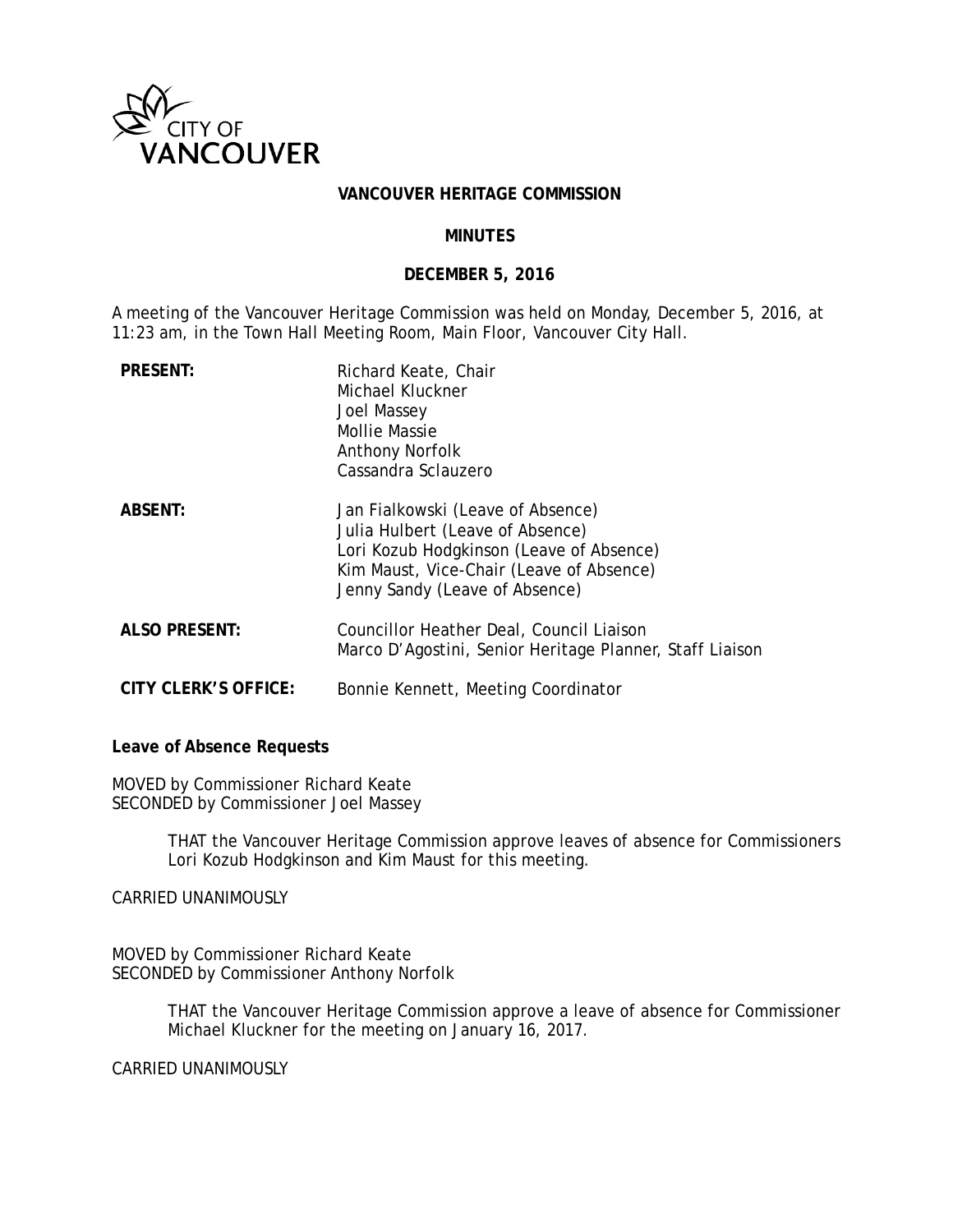CITY OF VANCOUVER

**VANCOUVER HERITAGE COMMISSION**

**MINUTES**

**DECEMBER 5, 2016**

A meeting of the Vancouver Heritage Commission was held on Monday, December 5, 2016, at 11:23 am, in the Town Hall Meeting Room, Main Floor, Vancouver City Hall.

| | |
|---|---|
| **PRESENT:** | Richard Keate, Chair<br>Michael Kluckner<br>Joel Massey<br>Mollie Massie<br>Anthony Norfolk<br>Cassandra Sclauzero |
| **ABSENT:** | Jan Fialkowski (Leave of Absence)<br>Julia Hulbert (Leave of Absence)<br>Lori Kozub Hodgkinson (Leave of Absence)<br>Kim Maust, Vice-Chair (Leave of Absence)<br>Jenny Sandy (Leave of Absence) |
| **ALSO PRESENT:** | Councillor Heather Deal, Council Liaison<br>Marco D'Agostini, Senior Heritage Planner, Staff Liaison |
| **CITY CLERK'S OFFICE:** | Bonnie Kennett, Meeting Coordinator |

**Leave of Absence Requests**

MOVED by Commissioner Richard Keate
SECONDED by Commissioner Joel Massey

> THAT the Vancouver Heritage Commission approve leaves of absence for Commissioners Lori Kozub Hodgkinson and Kim Maust for this meeting.

CARRIED UNANIMOUSLY

MOVED by Commissioner Richard Keate
SECONDED by Commissioner Anthony Norfolk

> THAT the Vancouver Heritage Commission approve a leave of absence for Commissioner Michael Kluckner for the meeting on January 16, 2017.

CARRIED UNANIMOUSLY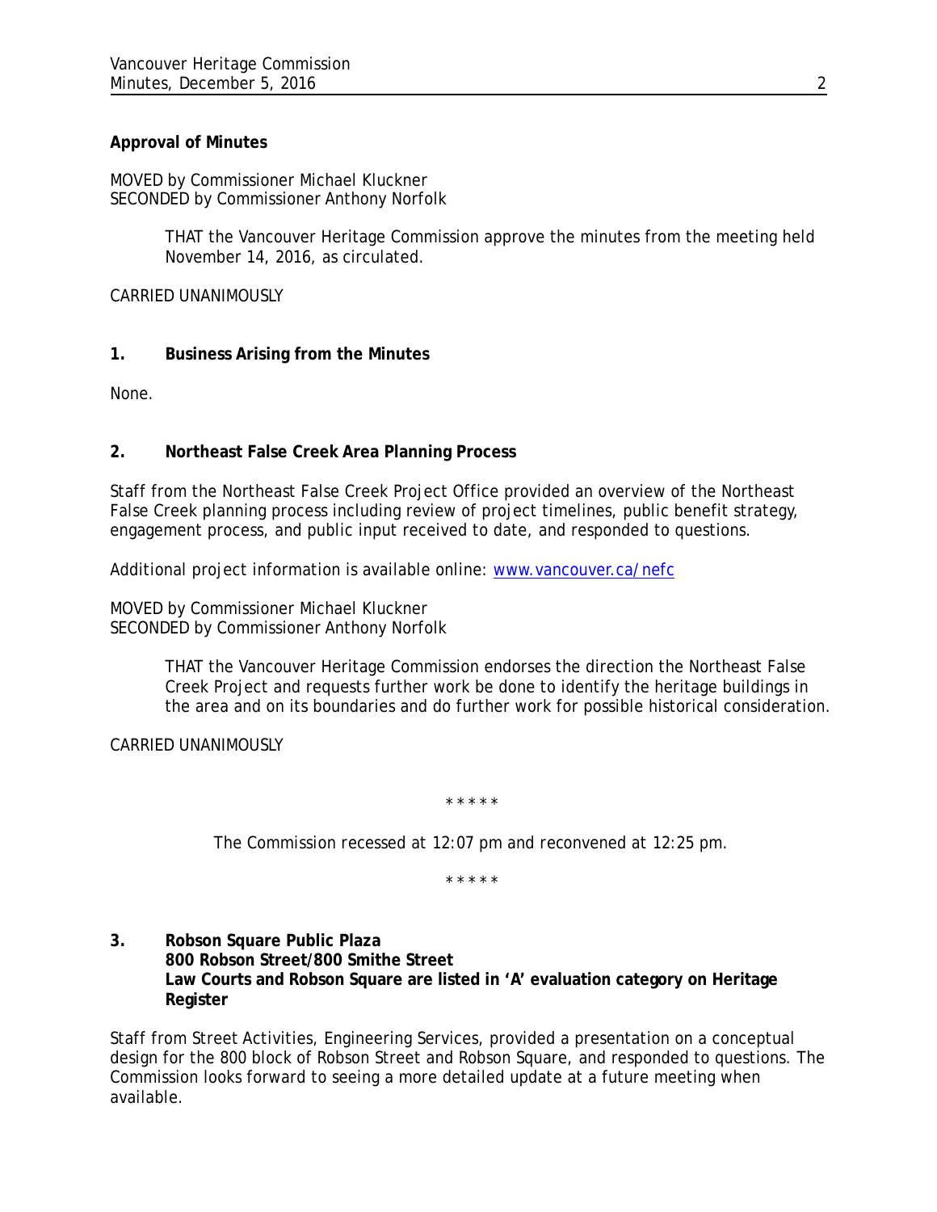**Approval of Minutes**

MOVED by Commissioner Michael Kluckner
SECONDED by Commissioner Anthony Norfolk

> THAT the Vancouver Heritage Commission approve the minutes from the meeting held November 14, 2016, as circulated.

CARRIED UNANIMOUSLY

**1. Business Arising from the Minutes**

None.

**2. Northeast False Creek Area Planning Process**

Staff from the Northeast False Creek Project Office provided an overview of the Northeast False Creek planning process including review of project timelines, public benefit strategy, engagement process, and public input received to date, and responded to questions.

Additional project information is available online: [www.vancouver.ca/nefc](www.vancouver.ca/nefc)

MOVED by Commissioner Michael Kluckner
SECONDED by Commissioner Anthony Norfolk

> THAT the Vancouver Heritage Commission endorses the direction the Northeast False Creek Project and requests further work be done to identify the heritage buildings in the area and on its boundaries and do further work for possible historical consideration.

CARRIED UNANIMOUSLY

\* \* \* \* \*

The Commission recessed at 12:07 pm and reconvened at 12:25 pm.

\* \* \* \* \*

**3. Robson Square Public Plaza**
**800 Robson Street/800 Smithe Street**
**Law Courts and Robson Square are listed in 'A' evaluation category on Heritage Register**

Staff from Street Activities, Engineering Services, provided a presentation on a conceptual design for the 800 block of Robson Street and Robson Square, and responded to questions. The Commission looks forward to seeing a more detailed update at a future meeting when available.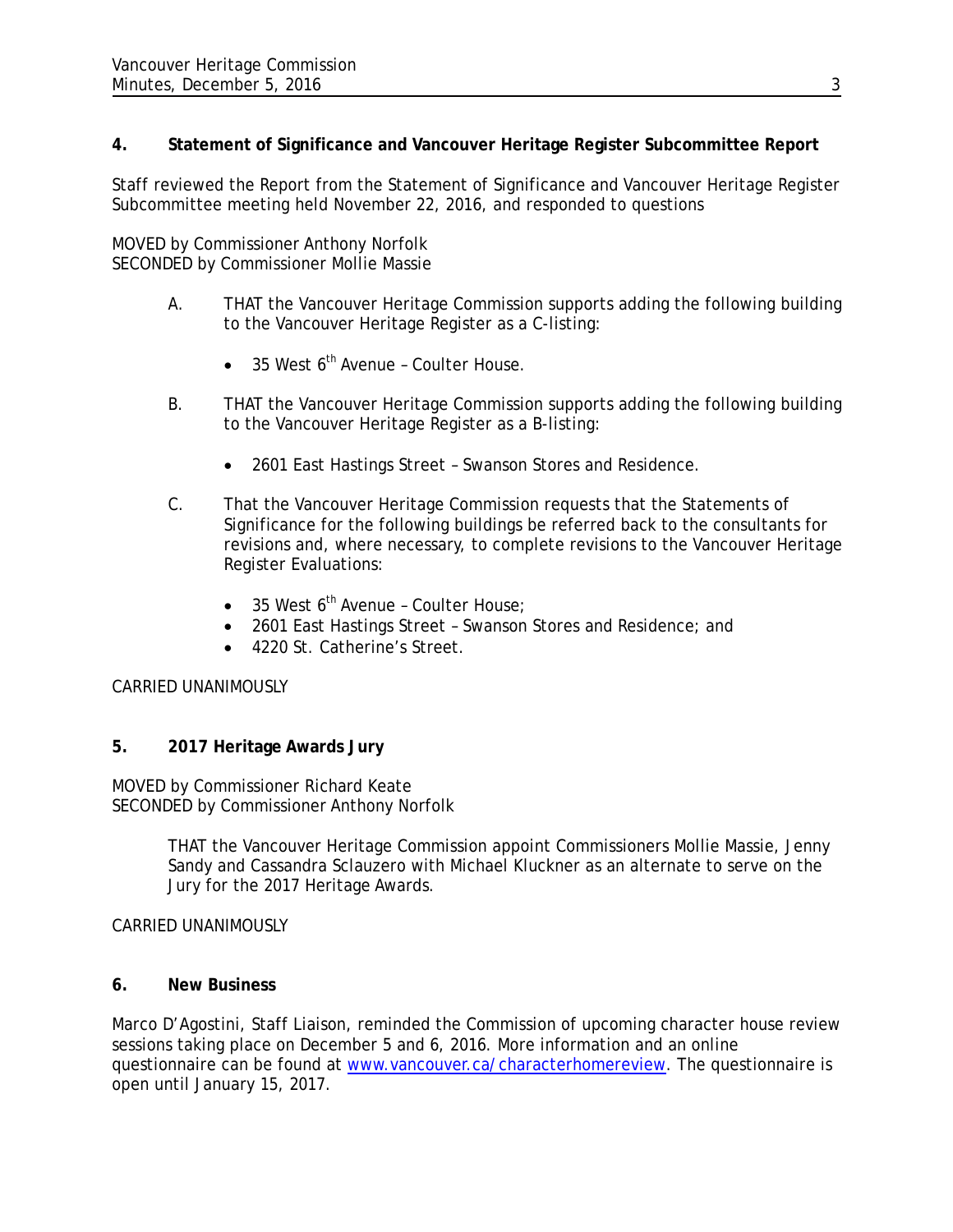## 4. Statement of Significance and Vancouver Heritage Register Subcommittee Report

Staff reviewed the Report from the Statement of Significance and Vancouver Heritage Register Subcommittee meeting held November 22, 2016, and responded to questions

MOVED by Commissioner Anthony Norfolk
SECONDED by Commissioner Mollie Massie

> A. THAT the Vancouver Heritage Commission supports adding the following building to the Vancouver Heritage Register as a C-listing:
>
> - 35 West 6th Avenue – Coulter House.
>
> B. THAT the Vancouver Heritage Commission supports adding the following building to the Vancouver Heritage Register as a B-listing:
>
> - 2601 East Hastings Street – Swanson Stores and Residence.
>
> C. That the Vancouver Heritage Commission requests that the Statements of Significance for the following buildings be referred back to the consultants for revisions and, where necessary, to complete revisions to the Vancouver Heritage Register Evaluations:
>
> - 35 West 6th Avenue – Coulter House;
> - 2601 East Hastings Street – Swanson Stores and Residence; and
> - 4220 St. Catherine's Street.

CARRIED UNANIMOUSLY

## 5. 2017 Heritage Awards Jury

MOVED by Commissioner Richard Keate
SECONDED by Commissioner Anthony Norfolk

> THAT the Vancouver Heritage Commission appoint Commissioners Mollie Massie, Jenny Sandy and Cassandra Sclauzero with Michael Kluckner as an alternate to serve on the Jury for the 2017 Heritage Awards.

CARRIED UNANIMOUSLY

## 6. New Business

Marco D'Agostini, Staff Liaison, reminded the Commission of upcoming character house review sessions taking place on December 5 and 6, 2016. More information and an online questionnaire can be found at www.vancouver.ca/characterhomereview. The questionnaire is open until January 15, 2017.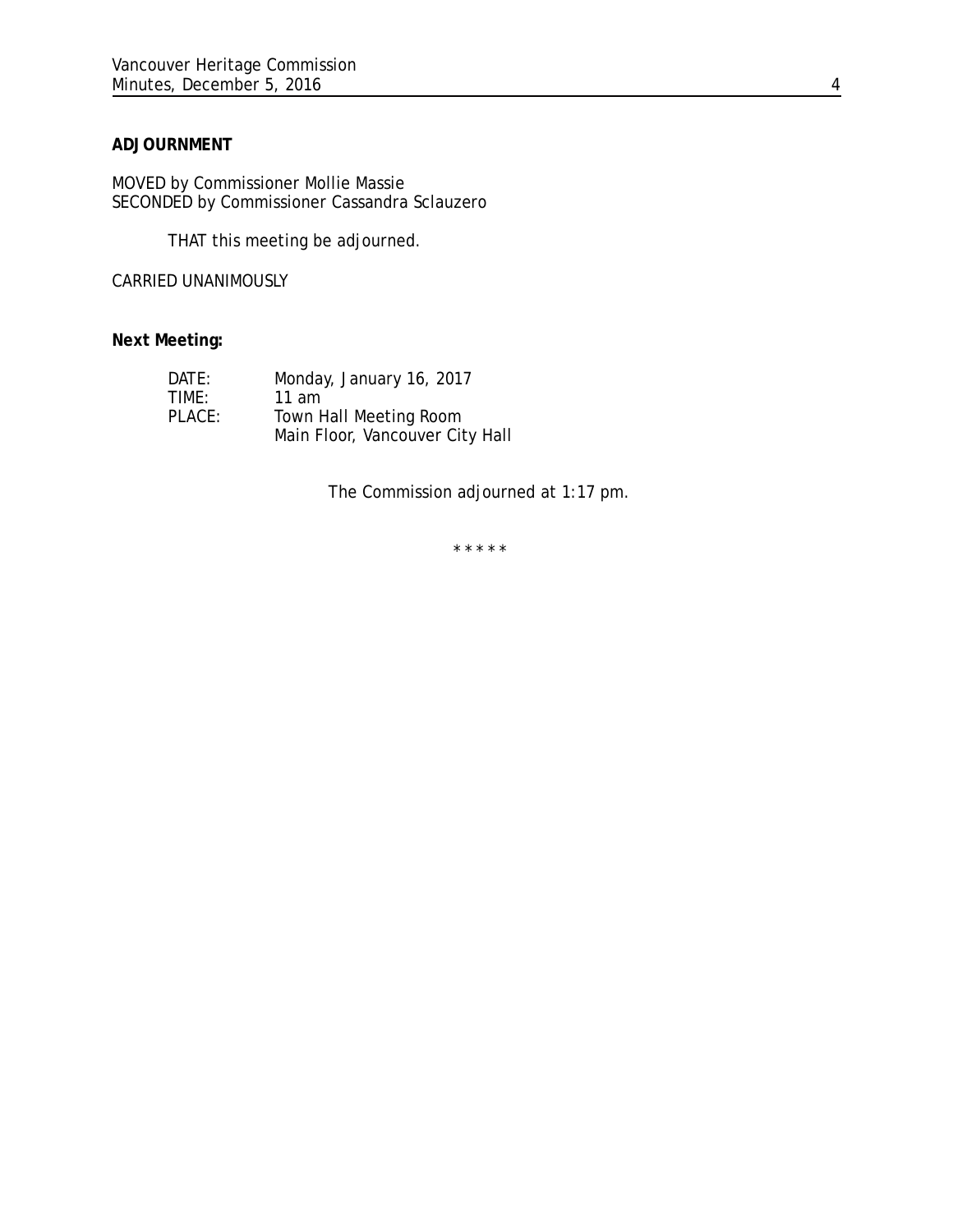**ADJOURNMENT**

MOVED by Commissioner Mollie Massie
SECONDED by Commissioner Cassandra Sclauzero

THAT this meeting be adjourned.

CARRIED UNANIMOUSLY

**Next Meeting:**

| | |
|---|---|
| DATE: | Monday, January 16, 2017 |
| TIME: | 11 am |
| PLACE: | Town Hall Meeting Room<br>Main Floor, Vancouver City Hall |

The Commission adjourned at 1:17 pm.

\* \* \* \* \*